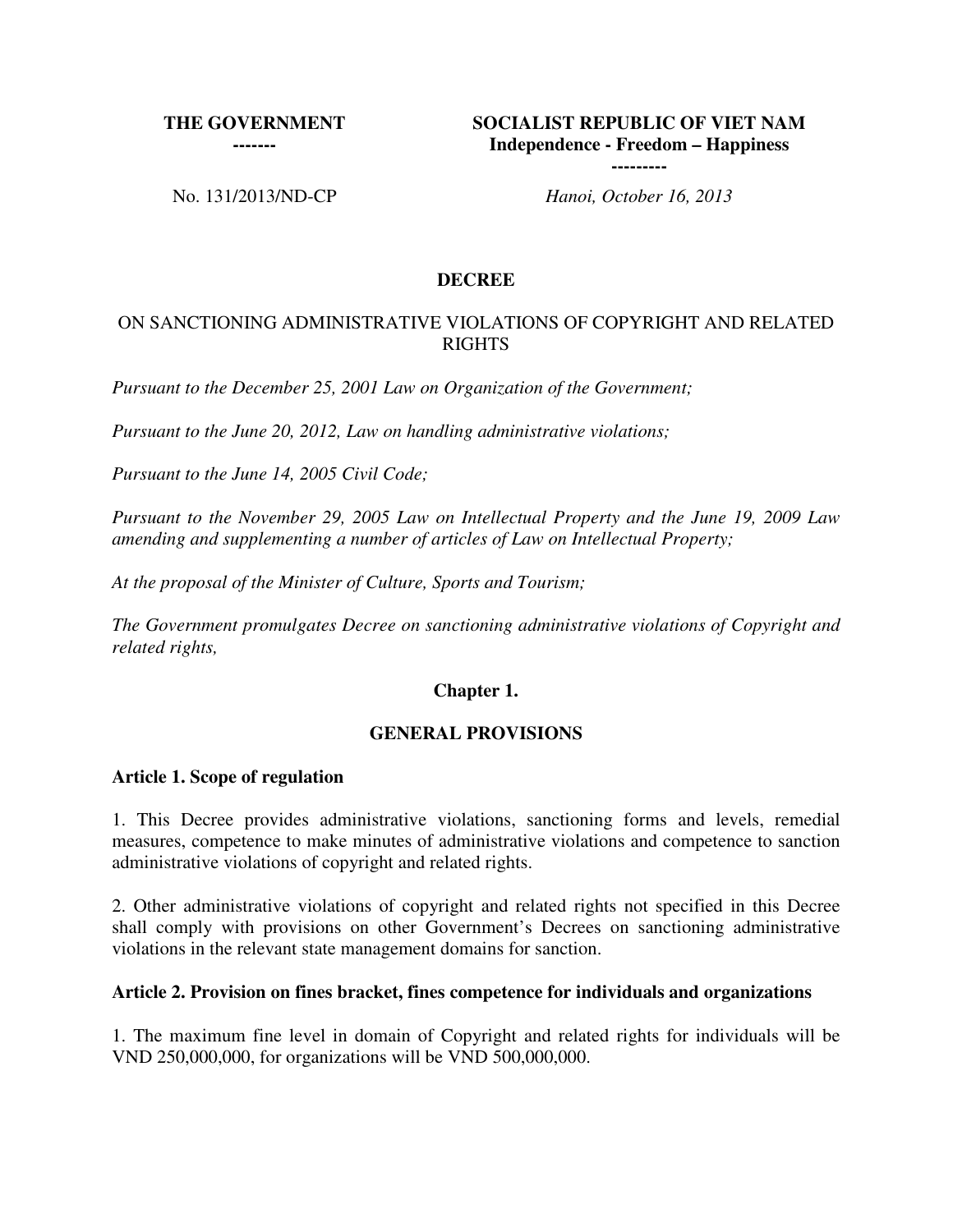**THE GOVERNMENT**
**-------**

**SOCIALIST REPUBLIC OF VIET NAM**
**Independence - Freedom – Happiness**
**---------**

No. 131/2013/ND-CP

*Hanoi, October 16, 2013*

# DECREE

## ON SANCTIONING ADMINISTRATIVE VIOLATIONS OF COPYRIGHT AND RELATED RIGHTS

*Pursuant to the December 25, 2001 Law on Organization of the Government;*

*Pursuant to the June 20, 2012, Law on handling administrative violations;*

*Pursuant to the June 14, 2005 Civil Code;*

*Pursuant to the November 29, 2005 Law on Intellectual Property and the June 19, 2009 Law amending and supplementing a number of articles of Law on Intellectual Property;*

*At the proposal of the Minister of Culture, Sports and Tourism;*

*The Government promulgates Decree on sanctioning administrative violations of Copyright and related rights,*

## Chapter 1.

## GENERAL PROVISIONS

### Article 1. Scope of regulation

1. This Decree provides administrative violations, sanctioning forms and levels, remedial measures, competence to make minutes of administrative violations and competence to sanction administrative violations of copyright and related rights.

2. Other administrative violations of copyright and related rights not specified in this Decree shall comply with provisions on other Government's Decrees on sanctioning administrative violations in the relevant state management domains for sanction.

### Article 2. Provision on fines bracket, fines competence for individuals and organizations

1. The maximum fine level in domain of Copyright and related rights for individuals will be VND 250,000,000, for organizations will be VND 500,000,000.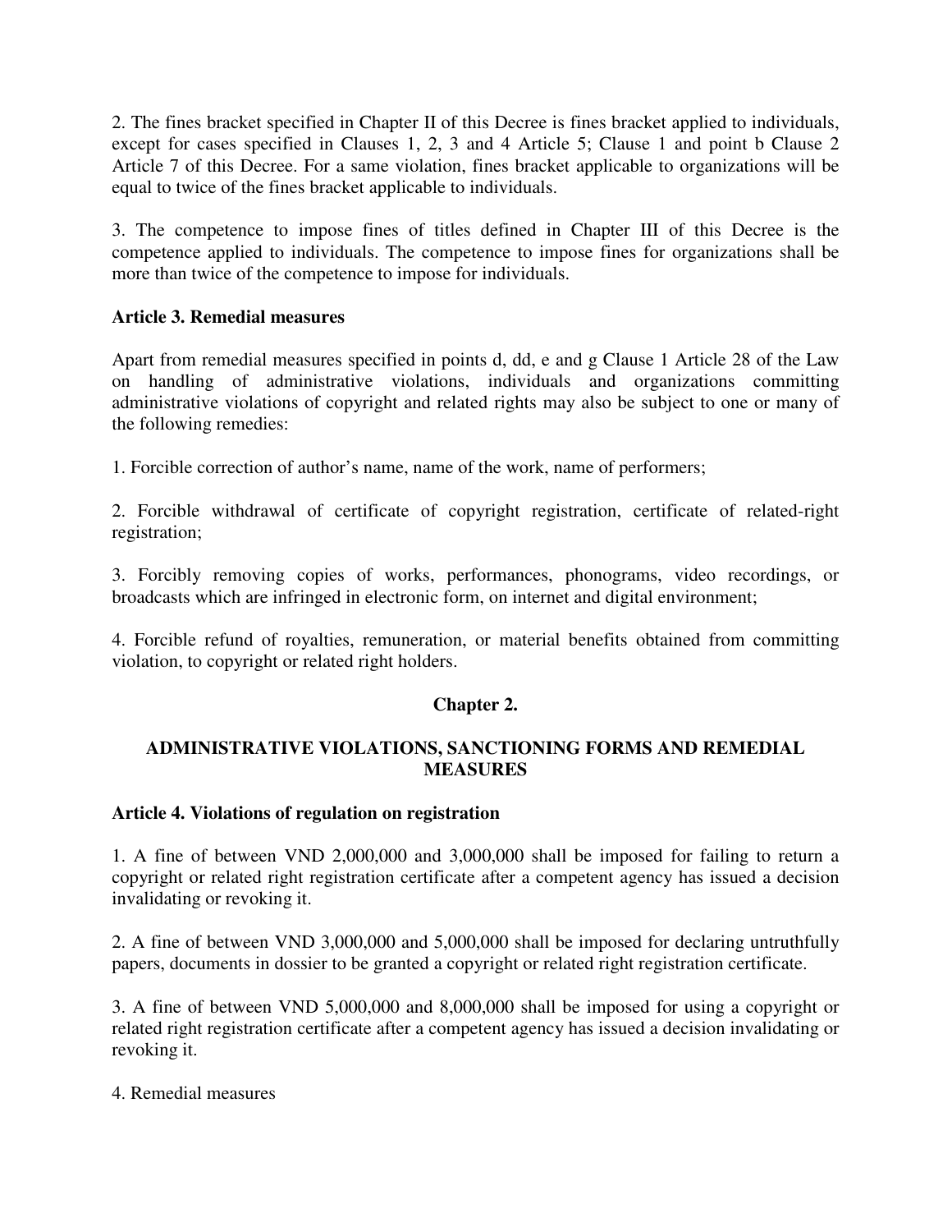2. The fines bracket specified in Chapter II of this Decree is fines bracket applied to individuals, except for cases specified in Clauses 1, 2, 3 and 4 Article 5; Clause 1 and point b Clause 2 Article 7 of this Decree. For a same violation, fines bracket applicable to organizations will be equal to twice of the fines bracket applicable to individuals.

3. The competence to impose fines of titles defined in Chapter III of this Decree is the competence applied to individuals. The competence to impose fines for organizations shall be more than twice of the competence to impose for individuals.

**Article 3. Remedial measures**

Apart from remedial measures specified in points d, dd, e and g Clause 1 Article 28 of the Law on handling of administrative violations, individuals and organizations committing administrative violations of copyright and related rights may also be subject to one or many of the following remedies:

1. Forcible correction of author's name, name of the work, name of performers;

2. Forcible withdrawal of certificate of copyright registration, certificate of related-right registration;

3. Forcibly removing copies of works, performances, phonograms, video recordings, or broadcasts which are infringed in electronic form, on internet and digital environment;

4. Forcible refund of royalties, remuneration, or material benefits obtained from committing violation, to copyright or related right holders.

## Chapter 2.

## ADMINISTRATIVE VIOLATIONS, SANCTIONING FORMS AND REMEDIAL MEASURES

**Article 4. Violations of regulation on registration**

1. A fine of between VND 2,000,000 and 3,000,000 shall be imposed for failing to return a copyright or related right registration certificate after a competent agency has issued a decision invalidating or revoking it.

2. A fine of between VND 3,000,000 and 5,000,000 shall be imposed for declaring untruthfully papers, documents in dossier to be granted a copyright or related right registration certificate.

3. A fine of between VND 5,000,000 and 8,000,000 shall be imposed for using a copyright or related right registration certificate after a competent agency has issued a decision invalidating or revoking it.

4. Remedial measures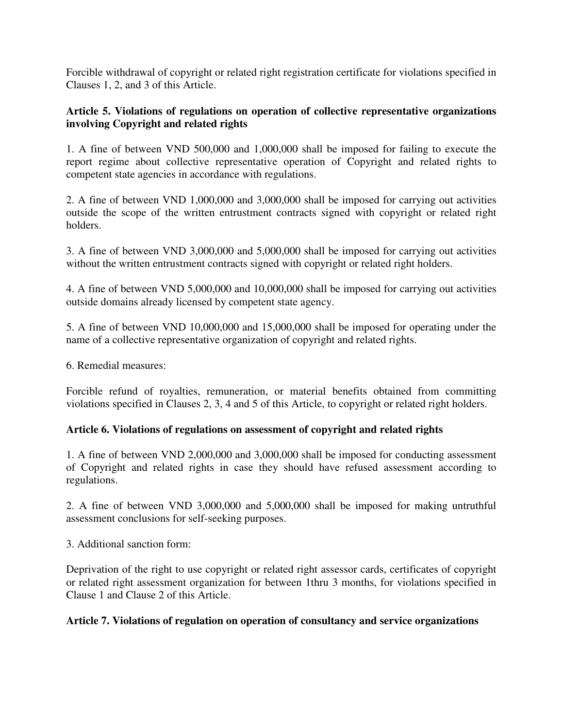Forcible withdrawal of copyright or related right registration certificate for violations specified in Clauses 1, 2, and 3 of this Article.

**Article 5. Violations of regulations on operation of collective representative organizations involving Copyright and related rights**

1. A fine of between VND 500,000 and 1,000,000 shall be imposed for failing to execute the report regime about collective representative operation of Copyright and related rights to competent state agencies in accordance with regulations.

2. A fine of between VND 1,000,000 and 3,000,000 shall be imposed for carrying out activities outside the scope of the written entrustment contracts signed with copyright or related right holders.

3. A fine of between VND 3,000,000 and 5,000,000 shall be imposed for carrying out activities without the written entrustment contracts signed with copyright or related right holders.

4. A fine of between VND 5,000,000 and 10,000,000 shall be imposed for carrying out activities outside domains already licensed by competent state agency.

5. A fine of between VND 10,000,000 and 15,000,000 shall be imposed for operating under the name of a collective representative organization of copyright and related rights.

6. Remedial measures:

Forcible refund of royalties, remuneration, or material benefits obtained from committing violations specified in Clauses 2, 3, 4 and 5 of this Article, to copyright or related right holders.

**Article 6. Violations of regulations on assessment of copyright and related rights**

1. A fine of between VND 2,000,000 and 3,000,000 shall be imposed for conducting assessment of Copyright and related rights in case they should have refused assessment according to regulations.

2. A fine of between VND 3,000,000 and 5,000,000 shall be imposed for making untruthful assessment conclusions for self-seeking purposes.

3. Additional sanction form:

Deprivation of the right to use copyright or related right assessor cards, certificates of copyright or related right assessment organization for between 1thru 3 months, for violations specified in Clause 1 and Clause 2 of this Article.

**Article 7. Violations of regulation on operation of consultancy and service organizations**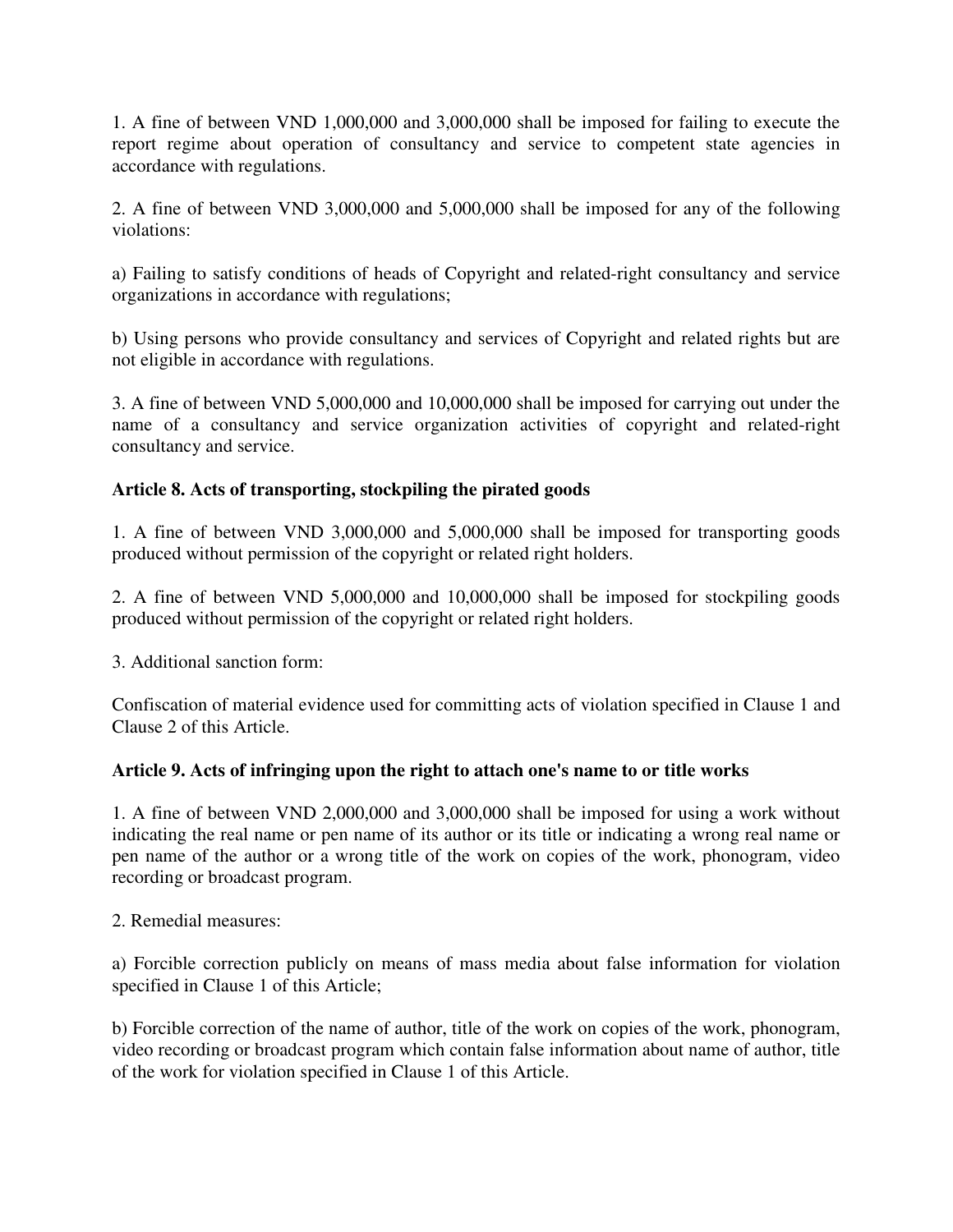1. A fine of between VND 1,000,000 and 3,000,000 shall be imposed for failing to execute the report regime about operation of consultancy and service to competent state agencies in accordance with regulations.

2. A fine of between VND 3,000,000 and 5,000,000 shall be imposed for any of the following violations:

a) Failing to satisfy conditions of heads of Copyright and related-right consultancy and service organizations in accordance with regulations;

b) Using persons who provide consultancy and services of Copyright and related rights but are not eligible in accordance with regulations.

3. A fine of between VND 5,000,000 and 10,000,000 shall be imposed for carrying out under the name of a consultancy and service organization activities of copyright and related-right consultancy and service.

**Article 8. Acts of transporting, stockpiling the pirated goods**

1. A fine of between VND 3,000,000 and 5,000,000 shall be imposed for transporting goods produced without permission of the copyright or related right holders.

2. A fine of between VND 5,000,000 and 10,000,000 shall be imposed for stockpiling goods produced without permission of the copyright or related right holders.

3. Additional sanction form:

Confiscation of material evidence used for committing acts of violation specified in Clause 1 and Clause 2 of this Article.

**Article 9. Acts of infringing upon the right to attach one's name to or title works**

1. A fine of between VND 2,000,000 and 3,000,000 shall be imposed for using a work without indicating the real name or pen name of its author or its title or indicating a wrong real name or pen name of the author or a wrong title of the work on copies of the work, phonogram, video recording or broadcast program.

2. Remedial measures:

a) Forcible correction publicly on means of mass media about false information for violation specified in Clause 1 of this Article;

b) Forcible correction of the name of author, title of the work on copies of the work, phonogram, video recording or broadcast program which contain false information about name of author, title of the work for violation specified in Clause 1 of this Article.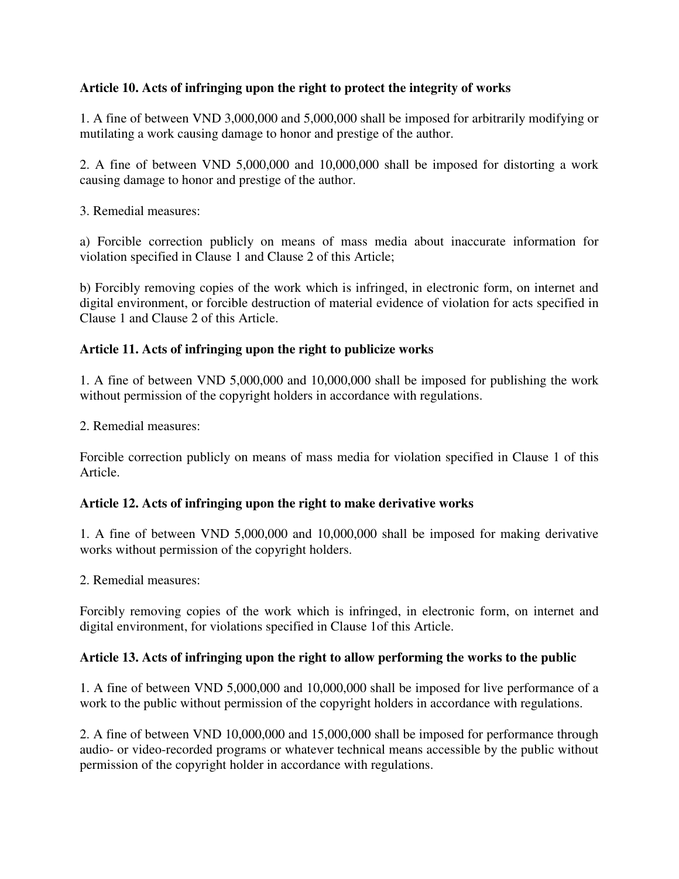**Article 10. Acts of infringing upon the right to protect the integrity of works**

1. A fine of between VND 3,000,000 and 5,000,000 shall be imposed for arbitrarily modifying or mutilating a work causing damage to honor and prestige of the author.

2. A fine of between VND 5,000,000 and 10,000,000 shall be imposed for distorting a work causing damage to honor and prestige of the author.

3. Remedial measures:

a) Forcible correction publicly on means of mass media about inaccurate information for violation specified in Clause 1 and Clause 2 of this Article;

b) Forcibly removing copies of the work which is infringed, in electronic form, on internet and digital environment, or forcible destruction of material evidence of violation for acts specified in Clause 1 and Clause 2 of this Article.

**Article 11. Acts of infringing upon the right to publicize works**

1. A fine of between VND 5,000,000 and 10,000,000 shall be imposed for publishing the work without permission of the copyright holders in accordance with regulations.

2. Remedial measures:

Forcible correction publicly on means of mass media for violation specified in Clause 1 of this Article.

**Article 12. Acts of infringing upon the right to make derivative works**

1. A fine of between VND 5,000,000 and 10,000,000 shall be imposed for making derivative works without permission of the copyright holders.

2. Remedial measures:

Forcibly removing copies of the work which is infringed, in electronic form, on internet and digital environment, for violations specified in Clause 1of this Article.

**Article 13. Acts of infringing upon the right to allow performing the works to the public**

1. A fine of between VND 5,000,000 and 10,000,000 shall be imposed for live performance of a work to the public without permission of the copyright holders in accordance with regulations.

2. A fine of between VND 10,000,000 and 15,000,000 shall be imposed for performance through audio- or video-recorded programs or whatever technical means accessible by the public without permission of the copyright holder in accordance with regulations.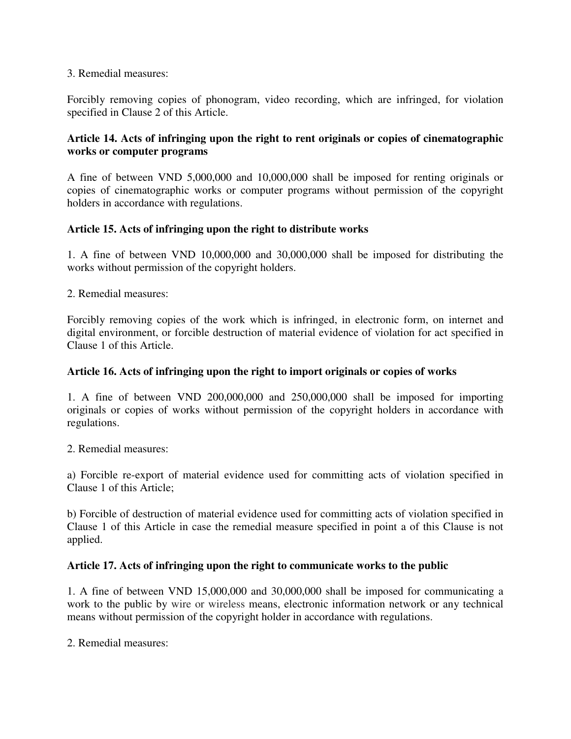3. Remedial measures:

Forcibly removing copies of phonogram, video recording, which are infringed, for violation specified in Clause 2 of this Article.

**Article 14. Acts of infringing upon the right to rent originals or copies of cinematographic works or computer programs**

A fine of between VND 5,000,000 and 10,000,000 shall be imposed for renting originals or copies of cinematographic works or computer programs without permission of the copyright holders in accordance with regulations.

**Article 15. Acts of infringing upon the right to distribute works**

1. A fine of between VND 10,000,000 and 30,000,000 shall be imposed for distributing the works without permission of the copyright holders.

2. Remedial measures:

Forcibly removing copies of the work which is infringed, in electronic form, on internet and digital environment, or forcible destruction of material evidence of violation for act specified in Clause 1 of this Article.

**Article 16. Acts of infringing upon the right to import originals or copies of works**

1. A fine of between VND 200,000,000 and 250,000,000 shall be imposed for importing originals or copies of works without permission of the copyright holders in accordance with regulations.

2. Remedial measures:

a) Forcible re-export of material evidence used for committing acts of violation specified in Clause 1 of this Article;

b) Forcible of destruction of material evidence used for committing acts of violation specified in Clause 1 of this Article in case the remedial measure specified in point a of this Clause is not applied.

**Article 17. Acts of infringing upon the right to communicate works to the public**

1. A fine of between VND 15,000,000 and 30,000,000 shall be imposed for communicating a work to the public by wire or wireless means, electronic information network or any technical means without permission of the copyright holder in accordance with regulations.

2. Remedial measures: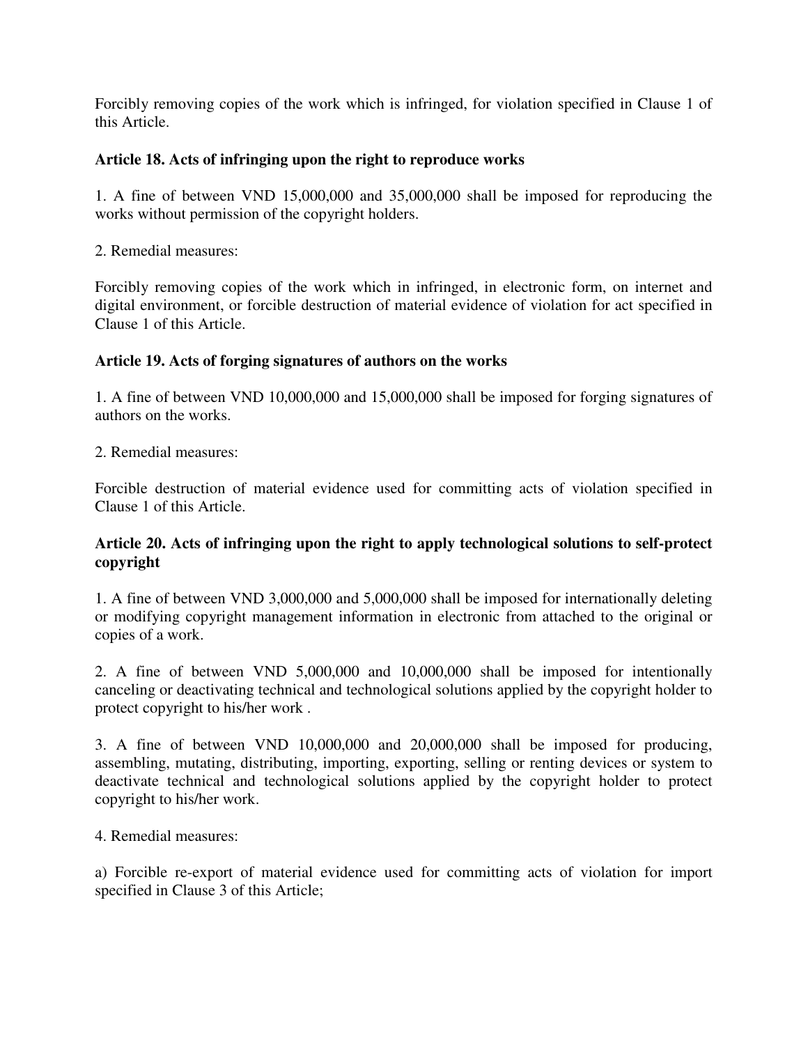Forcibly removing copies of the work which is infringed, for violation specified in Clause 1 of this Article.

**Article 18. Acts of infringing upon the right to reproduce works**

1. A fine of between VND 15,000,000 and 35,000,000 shall be imposed for reproducing the works without permission of the copyright holders.

2. Remedial measures:

Forcibly removing copies of the work which in infringed, in electronic form, on internet and digital environment, or forcible destruction of material evidence of violation for act specified in Clause 1 of this Article.

**Article 19. Acts of forging signatures of authors on the works**

1. A fine of between VND 10,000,000 and 15,000,000 shall be imposed for forging signatures of authors on the works.

2. Remedial measures:

Forcible destruction of material evidence used for committing acts of violation specified in Clause 1 of this Article.

**Article 20. Acts of infringing upon the right to apply technological solutions to self-protect copyright**

1. A fine of between VND 3,000,000 and 5,000,000 shall be imposed for internationally deleting or modifying copyright management information in electronic from attached to the original or copies of a work.

2. A fine of between VND 5,000,000 and 10,000,000 shall be imposed for intentionally canceling or deactivating technical and technological solutions applied by the copyright holder to protect copyright to his/her work .

3. A fine of between VND 10,000,000 and 20,000,000 shall be imposed for producing, assembling, mutating, distributing, importing, exporting, selling or renting devices or system to deactivate technical and technological solutions applied by the copyright holder to protect copyright to his/her work.

4. Remedial measures:

a) Forcible re-export of material evidence used for committing acts of violation for import specified in Clause 3 of this Article;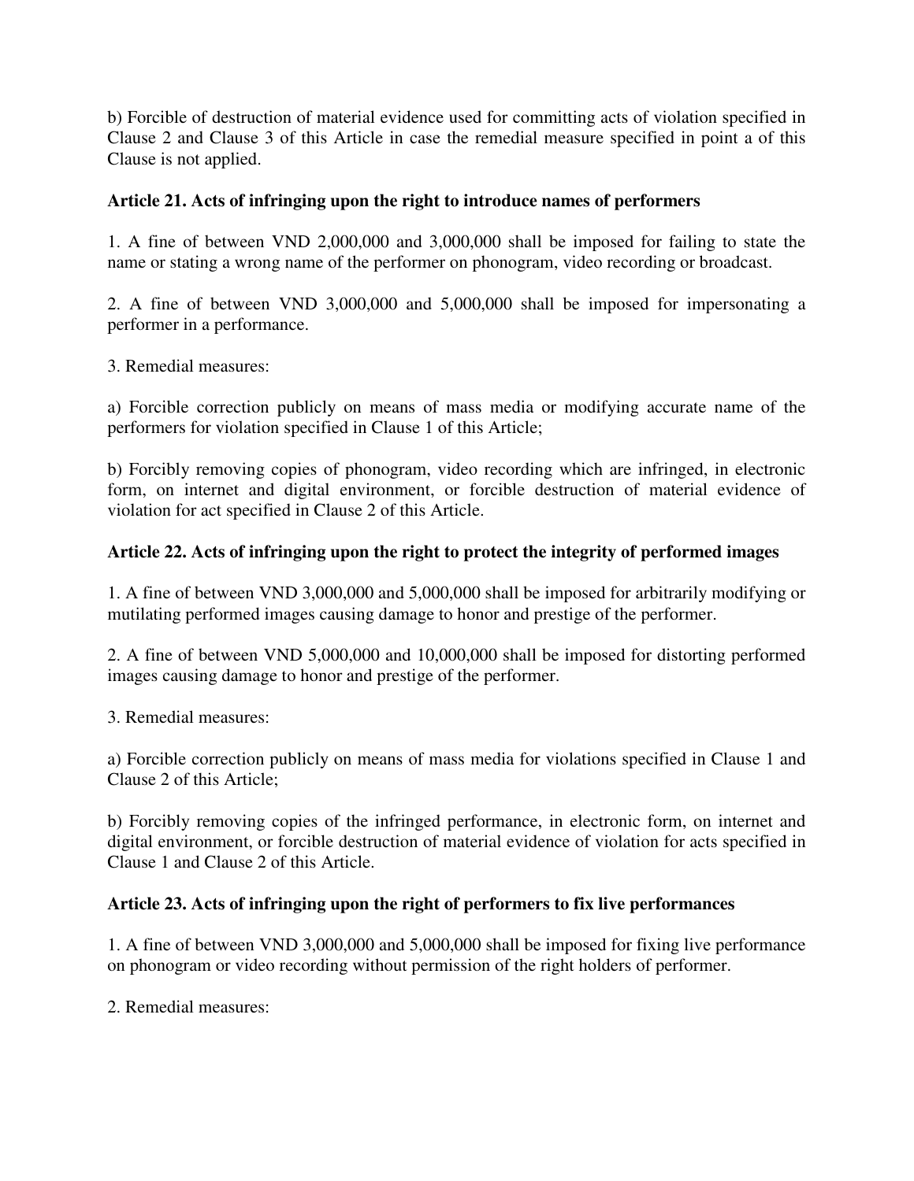b) Forcible of destruction of material evidence used for committing acts of violation specified in Clause 2 and Clause 3 of this Article in case the remedial measure specified in point a of this Clause is not applied.

**Article 21. Acts of infringing upon the right to introduce names of performers**

1. A fine of between VND 2,000,000 and 3,000,000 shall be imposed for failing to state the name or stating a wrong name of the performer on phonogram, video recording or broadcast.

2. A fine of between VND 3,000,000 and 5,000,000 shall be imposed for impersonating a performer in a performance.

3. Remedial measures:

a) Forcible correction publicly on means of mass media or modifying accurate name of the performers for violation specified in Clause 1 of this Article;

b) Forcibly removing copies of phonogram, video recording which are infringed, in electronic form, on internet and digital environment, or forcible destruction of material evidence of violation for act specified in Clause 2 of this Article.

**Article 22. Acts of infringing upon the right to protect the integrity of performed images**

1. A fine of between VND 3,000,000 and 5,000,000 shall be imposed for arbitrarily modifying or mutilating performed images causing damage to honor and prestige of the performer.

2. A fine of between VND 5,000,000 and 10,000,000 shall be imposed for distorting performed images causing damage to honor and prestige of the performer.

3. Remedial measures:

a) Forcible correction publicly on means of mass media for violations specified in Clause 1 and Clause 2 of this Article;

b) Forcibly removing copies of the infringed performance, in electronic form, on internet and digital environment, or forcible destruction of material evidence of violation for acts specified in Clause 1 and Clause 2 of this Article.

**Article 23. Acts of infringing upon the right of performers to fix live performances**

1. A fine of between VND 3,000,000 and 5,000,000 shall be imposed for fixing live performance on phonogram or video recording without permission of the right holders of performer.

2. Remedial measures: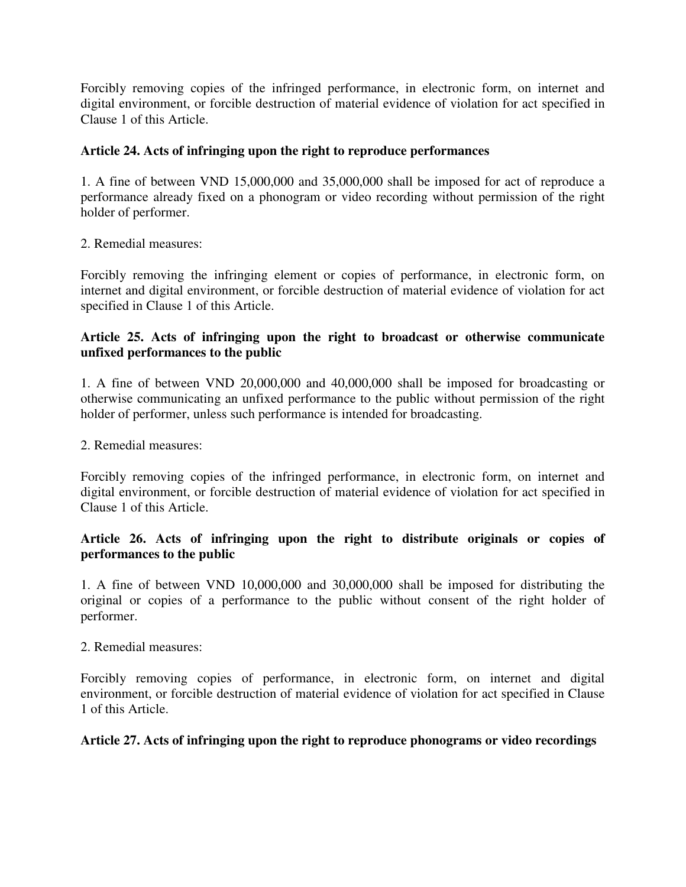Forcibly removing copies of the infringed performance, in electronic form, on internet and digital environment, or forcible destruction of material evidence of violation for act specified in Clause 1 of this Article.

**Article 24. Acts of infringing upon the right to reproduce performances**

1. A fine of between VND 15,000,000 and 35,000,000 shall be imposed for act of reproduce a performance already fixed on a phonogram or video recording without permission of the right holder of performer.

2. Remedial measures:

Forcibly removing the infringing element or copies of performance, in electronic form, on internet and digital environment, or forcible destruction of material evidence of violation for act specified in Clause 1 of this Article.

**Article 25. Acts of infringing upon the right to broadcast or otherwise communicate unfixed performances to the public**

1. A fine of between VND 20,000,000 and 40,000,000 shall be imposed for broadcasting or otherwise communicating an unfixed performance to the public without permission of the right holder of performer, unless such performance is intended for broadcasting.

2. Remedial measures:

Forcibly removing copies of the infringed performance, in electronic form, on internet and digital environment, or forcible destruction of material evidence of violation for act specified in Clause 1 of this Article.

**Article 26. Acts of infringing upon the right to distribute originals or copies of performances to the public**

1. A fine of between VND 10,000,000 and 30,000,000 shall be imposed for distributing the original or copies of a performance to the public without consent of the right holder of performer.

2. Remedial measures:

Forcibly removing copies of performance, in electronic form, on internet and digital environment, or forcible destruction of material evidence of violation for act specified in Clause 1 of this Article.

**Article 27. Acts of infringing upon the right to reproduce phonograms or video recordings**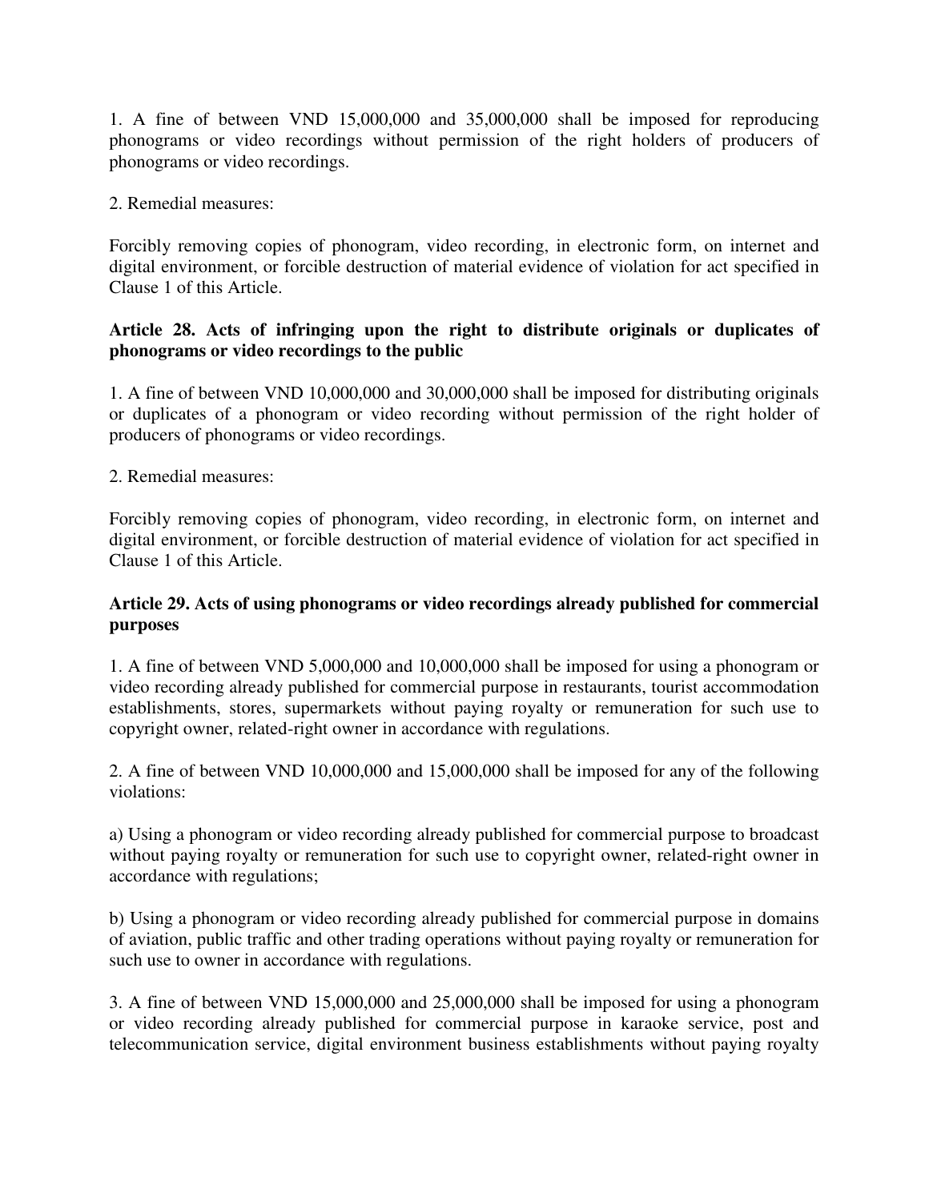1. A fine of between VND 15,000,000 and 35,000,000 shall be imposed for reproducing phonograms or video recordings without permission of the right holders of producers of phonograms or video recordings.

2. Remedial measures:

Forcibly removing copies of phonogram, video recording, in electronic form, on internet and digital environment, or forcible destruction of material evidence of violation for act specified in Clause 1 of this Article.

**Article 28. Acts of infringing upon the right to distribute originals or duplicates of phonograms or video recordings to the public**

1. A fine of between VND 10,000,000 and 30,000,000 shall be imposed for distributing originals or duplicates of a phonogram or video recording without permission of the right holder of producers of phonograms or video recordings.

2. Remedial measures:

Forcibly removing copies of phonogram, video recording, in electronic form, on internet and digital environment, or forcible destruction of material evidence of violation for act specified in Clause 1 of this Article.

**Article 29. Acts of using phonograms or video recordings already published for commercial purposes**

1. A fine of between VND 5,000,000 and 10,000,000 shall be imposed for using a phonogram or video recording already published for commercial purpose in restaurants, tourist accommodation establishments, stores, supermarkets without paying royalty or remuneration for such use to copyright owner, related-right owner in accordance with regulations.

2. A fine of between VND 10,000,000 and 15,000,000 shall be imposed for any of the following violations:

a) Using a phonogram or video recording already published for commercial purpose to broadcast without paying royalty or remuneration for such use to copyright owner, related-right owner in accordance with regulations;

b) Using a phonogram or video recording already published for commercial purpose in domains of aviation, public traffic and other trading operations without paying royalty or remuneration for such use to owner in accordance with regulations.

3. A fine of between VND 15,000,000 and 25,000,000 shall be imposed for using a phonogram or video recording already published for commercial purpose in karaoke service, post and telecommunication service, digital environment business establishments without paying royalty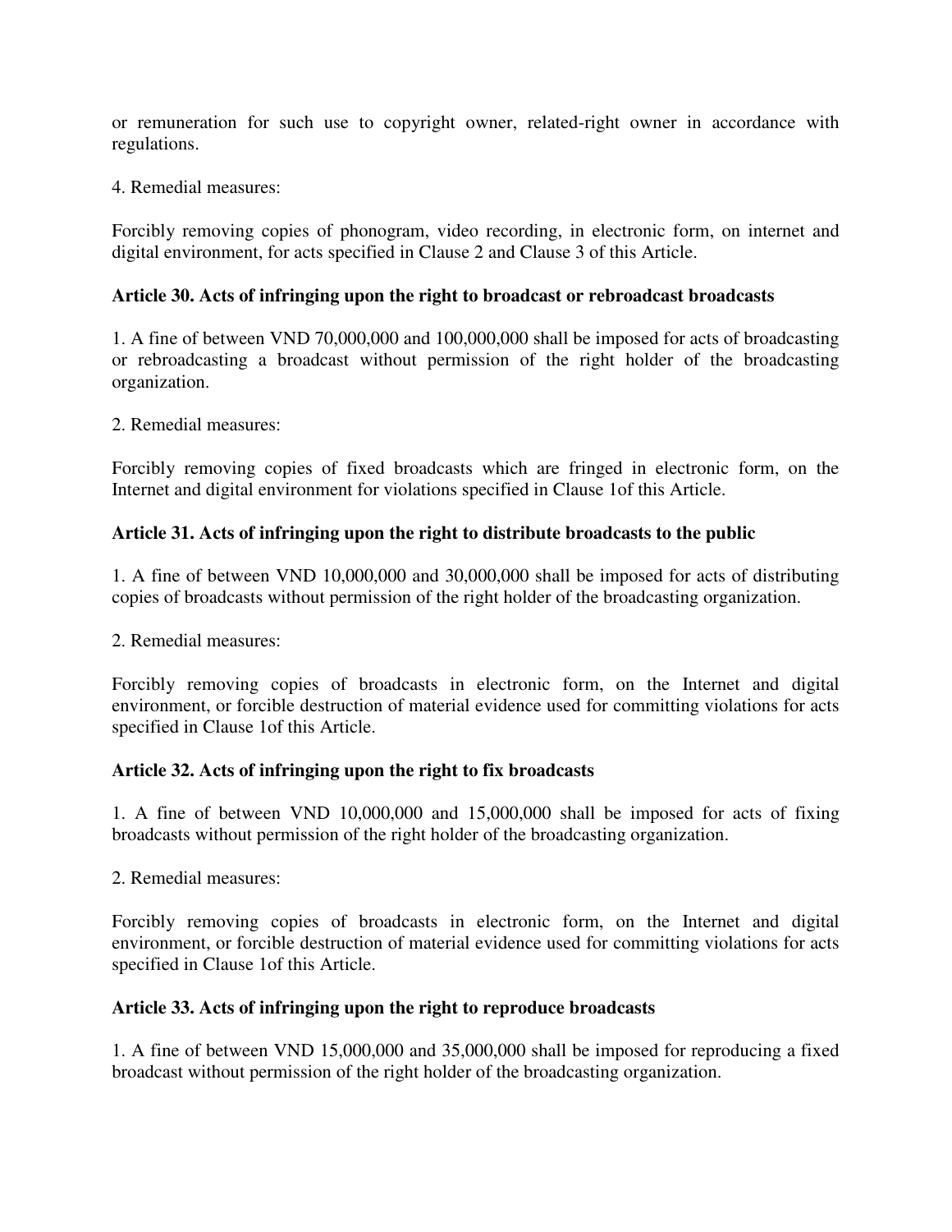or remuneration for such use to copyright owner, related-right owner in accordance with regulations.

4. Remedial measures:

Forcibly removing copies of phonogram, video recording, in electronic form, on internet and digital environment, for acts specified in Clause 2 and Clause 3 of this Article.

**Article 30. Acts of infringing upon the right to broadcast or rebroadcast broadcasts**

1. A fine of between VND 70,000,000 and 100,000,000 shall be imposed for acts of broadcasting or rebroadcasting a broadcast without permission of the right holder of the broadcasting organization.

2. Remedial measures:

Forcibly removing copies of fixed broadcasts which are fringed in electronic form, on the Internet and digital environment for violations specified in Clause 1of this Article.

**Article 31. Acts of infringing upon the right to distribute broadcasts to the public**

1. A fine of between VND 10,000,000 and 30,000,000 shall be imposed for acts of distributing copies of broadcasts without permission of the right holder of the broadcasting organization.

2. Remedial measures:

Forcibly removing copies of broadcasts in electronic form, on the Internet and digital environment, or forcible destruction of material evidence used for committing violations for acts specified in Clause 1of this Article.

**Article 32. Acts of infringing upon the right to fix broadcasts**

1. A fine of between VND 10,000,000 and 15,000,000 shall be imposed for acts of fixing broadcasts without permission of the right holder of the broadcasting organization.

2. Remedial measures:

Forcibly removing copies of broadcasts in electronic form, on the Internet and digital environment, or forcible destruction of material evidence used for committing violations for acts specified in Clause 1of this Article.

**Article 33. Acts of infringing upon the right to reproduce broadcasts**

1. A fine of between VND 15,000,000 and 35,000,000 shall be imposed for reproducing a fixed broadcast without permission of the right holder of the broadcasting organization.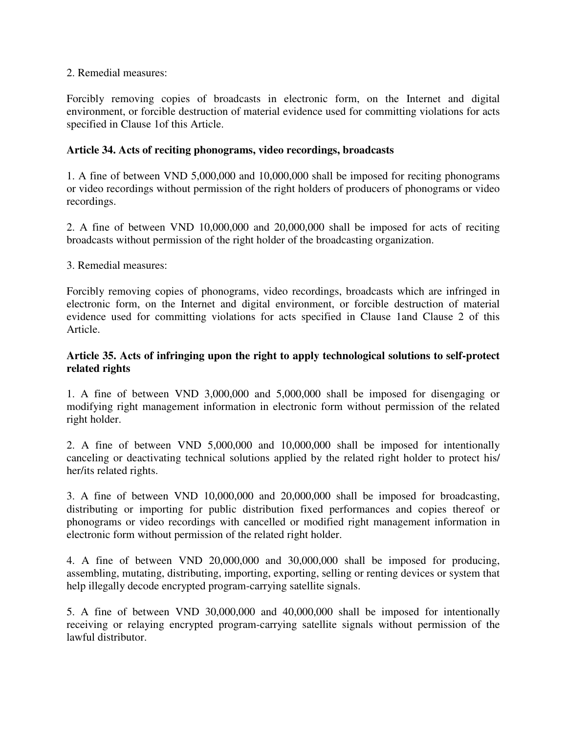2. Remedial measures:

Forcibly removing copies of broadcasts in electronic form, on the Internet and digital environment, or forcible destruction of material evidence used for committing violations for acts specified in Clause 1of this Article.

**Article 34. Acts of reciting phonograms, video recordings, broadcasts**

1. A fine of between VND 5,000,000 and 10,000,000 shall be imposed for reciting phonograms or video recordings without permission of the right holders of producers of phonograms or video recordings.

2. A fine of between VND 10,000,000 and 20,000,000 shall be imposed for acts of reciting broadcasts without permission of the right holder of the broadcasting organization.

3. Remedial measures:

Forcibly removing copies of phonograms, video recordings, broadcasts which are infringed in electronic form, on the Internet and digital environment, or forcible destruction of material evidence used for committing violations for acts specified in Clause 1and Clause 2 of this Article.

**Article 35. Acts of infringing upon the right to apply technological solutions to self-protect related rights**

1. A fine of between VND 3,000,000 and 5,000,000 shall be imposed for disengaging or modifying right management information in electronic form without permission of the related right holder.

2. A fine of between VND 5,000,000 and 10,000,000 shall be imposed for intentionally canceling or deactivating technical solutions applied by the related right holder to protect his/ her/its related rights.

3. A fine of between VND 10,000,000 and 20,000,000 shall be imposed for broadcasting, distributing or importing for public distribution fixed performances and copies thereof or phonograms or video recordings with cancelled or modified right management information in electronic form without permission of the related right holder.

4. A fine of between VND 20,000,000 and 30,000,000 shall be imposed for producing, assembling, mutating, distributing, importing, exporting, selling or renting devices or system that help illegally decode encrypted program-carrying satellite signals.

5. A fine of between VND 30,000,000 and 40,000,000 shall be imposed for intentionally receiving or relaying encrypted program-carrying satellite signals without permission of the lawful distributor.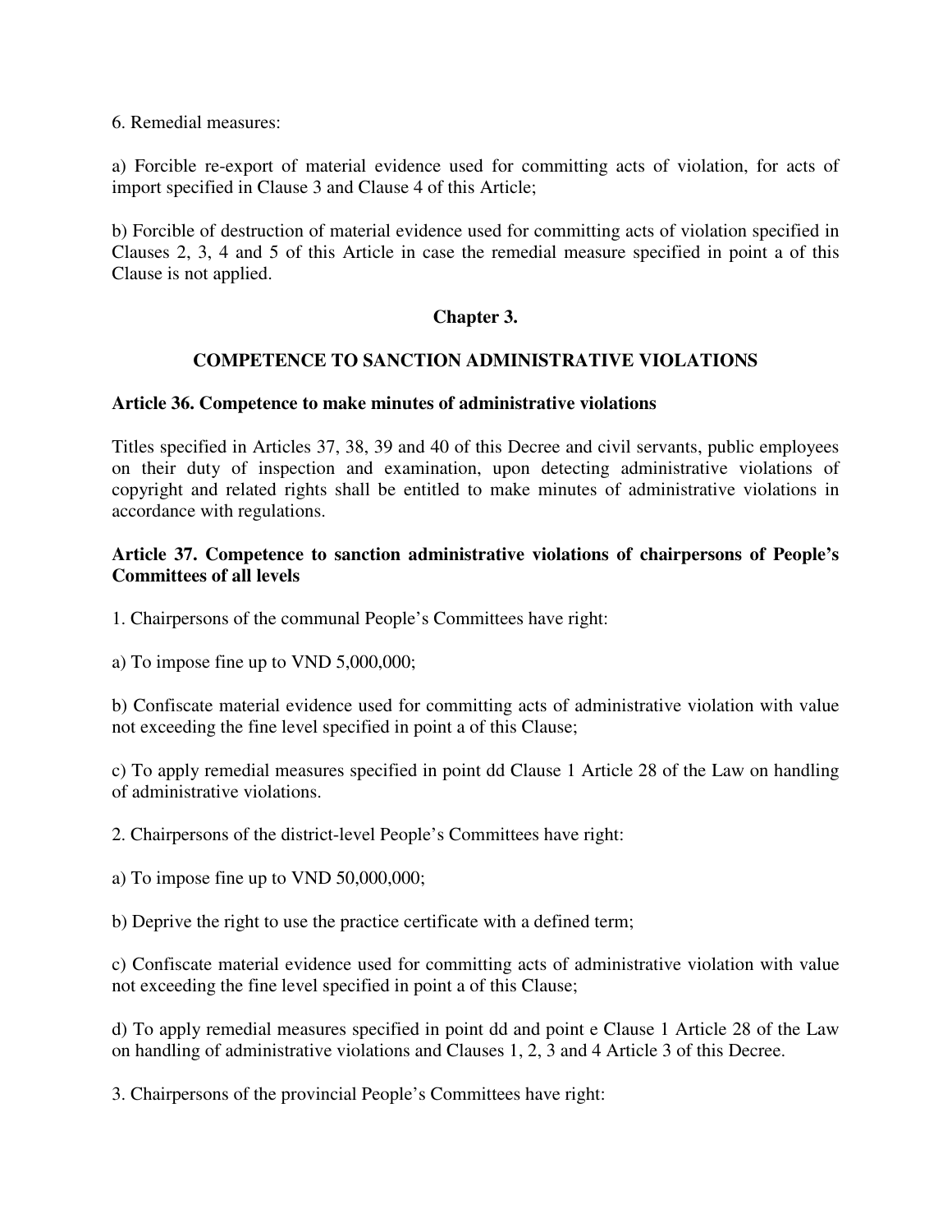6. Remedial measures:

a) Forcible re-export of material evidence used for committing acts of violation, for acts of import specified in Clause 3 and Clause 4 of this Article;

b) Forcible of destruction of material evidence used for committing acts of violation specified in Clauses 2, 3, 4 and 5 of this Article in case the remedial measure specified in point a of this Clause is not applied.

## Chapter 3.

## COMPETENCE TO SANCTION ADMINISTRATIVE VIOLATIONS

### Article 36. Competence to make minutes of administrative violations

Titles specified in Articles 37, 38, 39 and 40 of this Decree and civil servants, public employees on their duty of inspection and examination, upon detecting administrative violations of copyright and related rights shall be entitled to make minutes of administrative violations in accordance with regulations.

### Article 37. Competence to sanction administrative violations of chairpersons of People's Committees of all levels

1. Chairpersons of the communal People's Committees have right:

a) To impose fine up to VND 5,000,000;

b) Confiscate material evidence used for committing acts of administrative violation with value not exceeding the fine level specified in point a of this Clause;

c) To apply remedial measures specified in point dd Clause 1 Article 28 of the Law on handling of administrative violations.

2. Chairpersons of the district-level People's Committees have right:

a) To impose fine up to VND 50,000,000;

b) Deprive the right to use the practice certificate with a defined term;

c) Confiscate material evidence used for committing acts of administrative violation with value not exceeding the fine level specified in point a of this Clause;

d) To apply remedial measures specified in point dd and point e Clause 1 Article 28 of the Law on handling of administrative violations and Clauses 1, 2, 3 and 4 Article 3 of this Decree.

3. Chairpersons of the provincial People's Committees have right: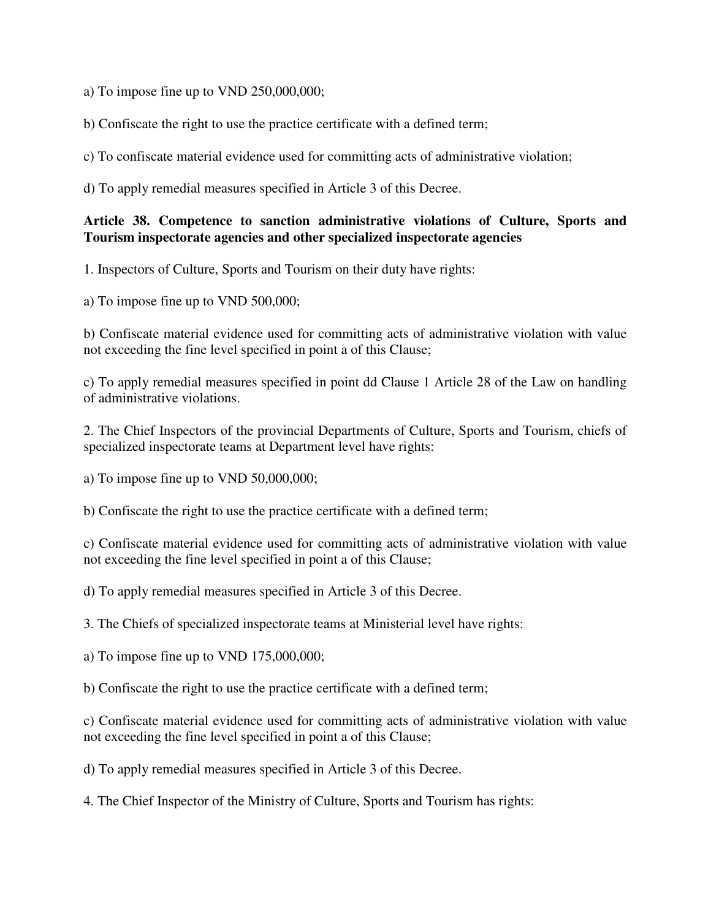a) To impose fine up to VND 250,000,000;

b) Confiscate the right to use the practice certificate with a defined term;

c) To confiscate material evidence used for committing acts of administrative violation;

d) To apply remedial measures specified in Article 3 of this Decree.

**Article 38. Competence to sanction administrative violations of Culture, Sports and Tourism inspectorate agencies and other specialized inspectorate agencies**

1. Inspectors of Culture, Sports and Tourism on their duty have rights:

a) To impose fine up to VND 500,000;

b) Confiscate material evidence used for committing acts of administrative violation with value not exceeding the fine level specified in point a of this Clause;

c) To apply remedial measures specified in point dd Clause 1 Article 28 of the Law on handling of administrative violations.

2. The Chief Inspectors of the provincial Departments of Culture, Sports and Tourism, chiefs of specialized inspectorate teams at Department level have rights:

a) To impose fine up to VND 50,000,000;

b) Confiscate the right to use the practice certificate with a defined term;

c) Confiscate material evidence used for committing acts of administrative violation with value not exceeding the fine level specified in point a of this Clause;

d) To apply remedial measures specified in Article 3 of this Decree.

3. The Chiefs of specialized inspectorate teams at Ministerial level have rights:

a) To impose fine up to VND 175,000,000;

b) Confiscate the right to use the practice certificate with a defined term;

c) Confiscate material evidence used for committing acts of administrative violation with value not exceeding the fine level specified in point a of this Clause;

d) To apply remedial measures specified in Article 3 of this Decree.

4. The Chief Inspector of the Ministry of Culture, Sports and Tourism has rights: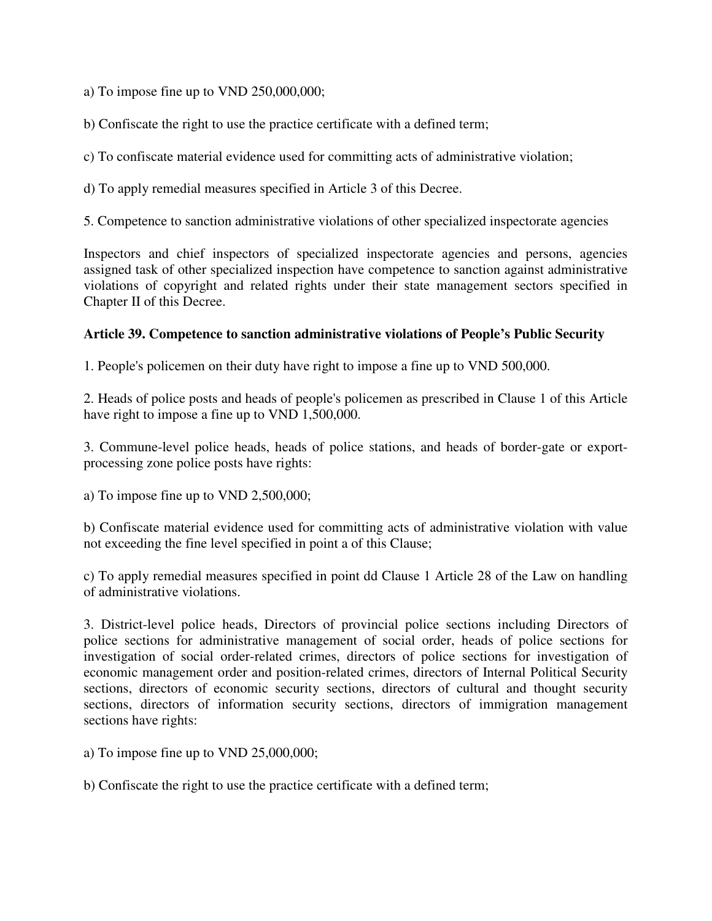a) To impose fine up to VND 250,000,000;

b) Confiscate the right to use the practice certificate with a defined term;

c) To confiscate material evidence used for committing acts of administrative violation;

d) To apply remedial measures specified in Article 3 of this Decree.

5. Competence to sanction administrative violations of other specialized inspectorate agencies

Inspectors and chief inspectors of specialized inspectorate agencies and persons, agencies assigned task of other specialized inspection have competence to sanction against administrative violations of copyright and related rights under their state management sectors specified in Chapter II of this Decree.

**Article 39. Competence to sanction administrative violations of People's Public Security**

1. People's policemen on their duty have right to impose a fine up to VND 500,000.

2. Heads of police posts and heads of people's policemen as prescribed in Clause 1 of this Article have right to impose a fine up to VND 1,500,000.

3. Commune-level police heads, heads of police stations, and heads of border-gate or export-processing zone police posts have rights:

a) To impose fine up to VND 2,500,000;

b) Confiscate material evidence used for committing acts of administrative violation with value not exceeding the fine level specified in point a of this Clause;

c) To apply remedial measures specified in point dd Clause 1 Article 28 of the Law on handling of administrative violations.

3. District-level police heads, Directors of provincial police sections including Directors of police sections for administrative management of social order, heads of police sections for investigation of social order-related crimes, directors of police sections for investigation of economic management order and position-related crimes, directors of Internal Political Security sections, directors of economic security sections, directors of cultural and thought security sections, directors of information security sections, directors of immigration management sections have rights:

a) To impose fine up to VND 25,000,000;

b) Confiscate the right to use the practice certificate with a defined term;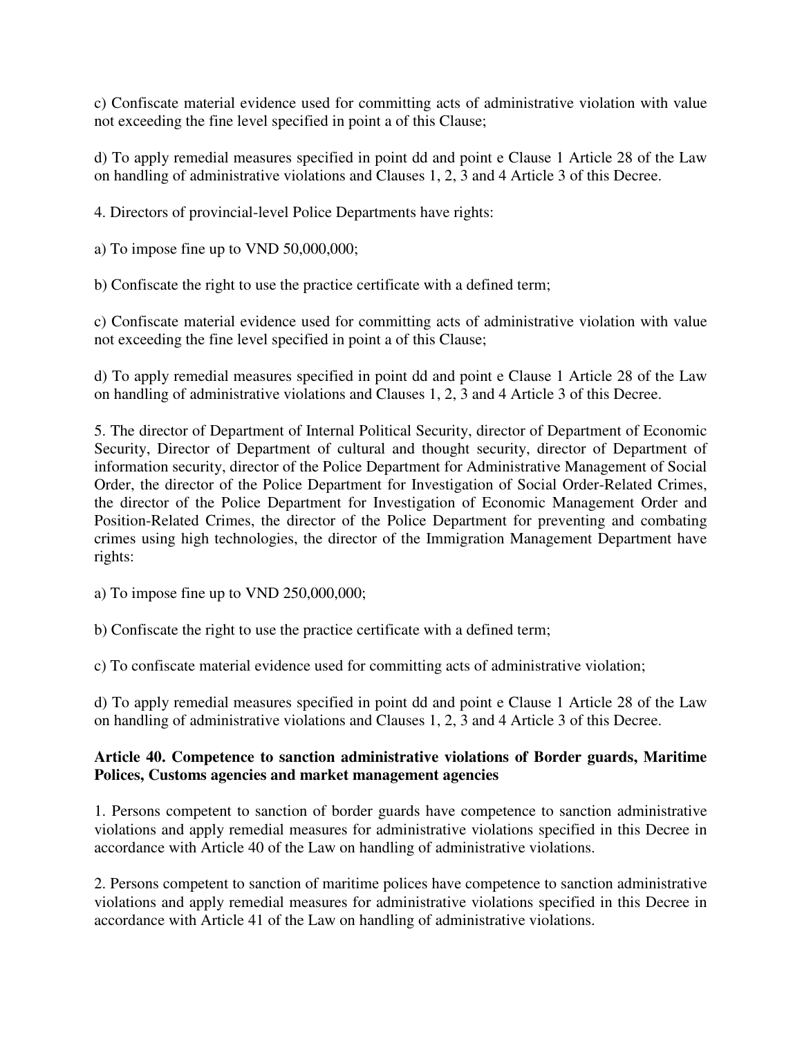c) Confiscate material evidence used for committing acts of administrative violation with value not exceeding the fine level specified in point a of this Clause;

d) To apply remedial measures specified in point dd and point e Clause 1 Article 28 of the Law on handling of administrative violations and Clauses 1, 2, 3 and 4 Article 3 of this Decree.

4. Directors of provincial-level Police Departments have rights:

a) To impose fine up to VND 50,000,000;

b) Confiscate the right to use the practice certificate with a defined term;

c) Confiscate material evidence used for committing acts of administrative violation with value not exceeding the fine level specified in point a of this Clause;

d) To apply remedial measures specified in point dd and point e Clause 1 Article 28 of the Law on handling of administrative violations and Clauses 1, 2, 3 and 4 Article 3 of this Decree.

5. The director of Department of Internal Political Security, director of Department of Economic Security, Director of Department of cultural and thought security, director of Department of information security, director of the Police Department for Administrative Management of Social Order, the director of the Police Department for Investigation of Social Order-Related Crimes, the director of the Police Department for Investigation of Economic Management Order and Position-Related Crimes, the director of the Police Department for preventing and combating crimes using high technologies, the director of the Immigration Management Department have rights:

a) To impose fine up to VND 250,000,000;

b) Confiscate the right to use the practice certificate with a defined term;

c) To confiscate material evidence used for committing acts of administrative violation;

d) To apply remedial measures specified in point dd and point e Clause 1 Article 28 of the Law on handling of administrative violations and Clauses 1, 2, 3 and 4 Article 3 of this Decree.

**Article 40. Competence to sanction administrative violations of Border guards, Maritime Polices, Customs agencies and market management agencies**

1. Persons competent to sanction of border guards have competence to sanction administrative violations and apply remedial measures for administrative violations specified in this Decree in accordance with Article 40 of the Law on handling of administrative violations.

2. Persons competent to sanction of maritime polices have competence to sanction administrative violations and apply remedial measures for administrative violations specified in this Decree in accordance with Article 41 of the Law on handling of administrative violations.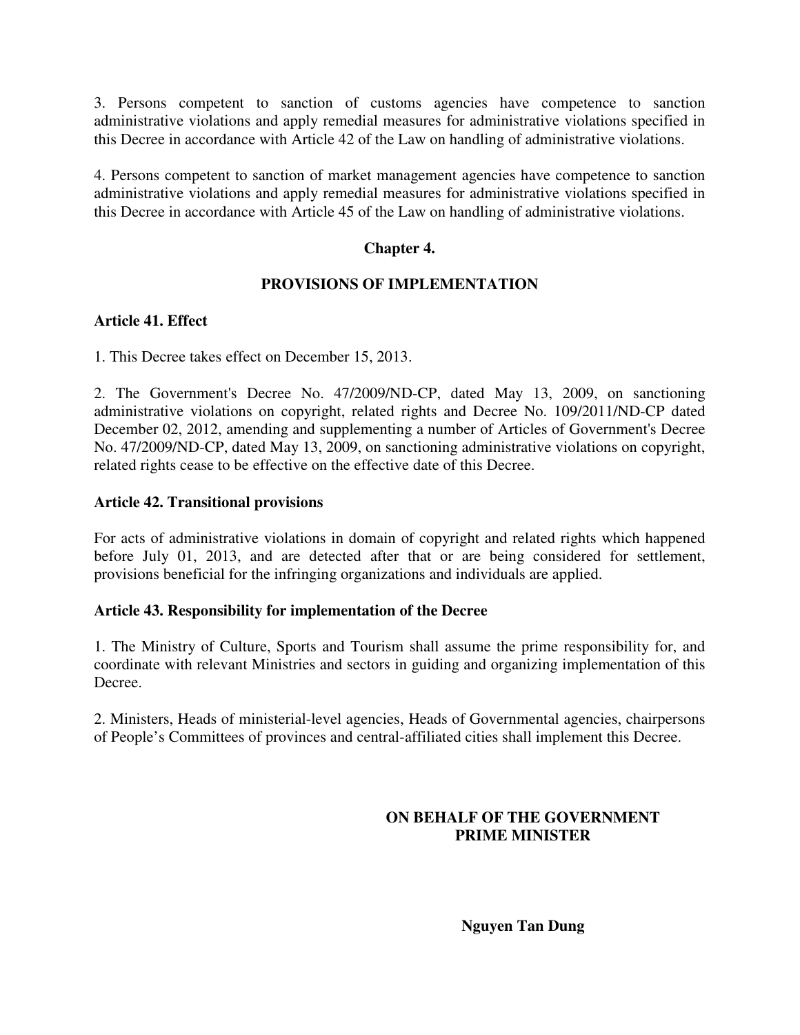3. Persons competent to sanction of customs agencies have competence to sanction administrative violations and apply remedial measures for administrative violations specified in this Decree in accordance with Article 42 of the Law on handling of administrative violations.

4. Persons competent to sanction of market management agencies have competence to sanction administrative violations and apply remedial measures for administrative violations specified in this Decree in accordance with Article 45 of the Law on handling of administrative violations.

## Chapter 4.

## PROVISIONS OF IMPLEMENTATION

### Article 41. Effect

1. This Decree takes effect on December 15, 2013.

2. The Government's Decree No. 47/2009/ND-CP, dated May 13, 2009, on sanctioning administrative violations on copyright, related rights and Decree No. 109/2011/ND-CP dated December 02, 2012, amending and supplementing a number of Articles of Government's Decree No. 47/2009/ND-CP, dated May 13, 2009, on sanctioning administrative violations on copyright, related rights cease to be effective on the effective date of this Decree.

### Article 42. Transitional provisions

For acts of administrative violations in domain of copyright and related rights which happened before July 01, 2013, and are detected after that or are being considered for settlement, provisions beneficial for the infringing organizations and individuals are applied.

### Article 43. Responsibility for implementation of the Decree

1. The Ministry of Culture, Sports and Tourism shall assume the prime responsibility for, and coordinate with relevant Ministries and sectors in guiding and organizing implementation of this Decree.

2. Ministers, Heads of ministerial-level agencies, Heads of Governmental agencies, chairpersons of People's Committees of provinces and central-affiliated cities shall implement this Decree.

**ON BEHALF OF THE GOVERNMENT**
**PRIME MINISTER**

**Nguyen Tan Dung**